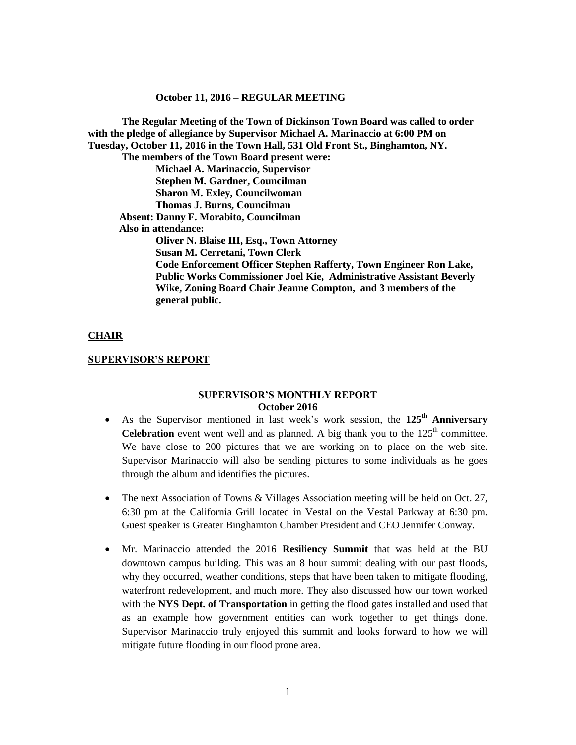**October 11, 2016 – REGULAR MEETING**

**The Regular Meeting of the Town of Dickinson Town Board was called to order with the pledge of allegiance by Supervisor Michael A. Marinaccio at 6:00 PM on Tuesday, October 11, 2016 in the Town Hall, 531 Old Front St., Binghamton, NY.**

**The members of the Town Board present were:**

**Michael A. Marinaccio, Supervisor**
**Stephen M. Gardner, Councilman**
**Sharon M. Exley, Councilwoman**
**Thomas J. Burns, Councilman**

**Absent: Danny F. Morabito, Councilman**

**Also in attendance:**

**Oliver N. Blaise III, Esq., Town Attorney**
**Susan M. Cerretani, Town Clerk**
**Code Enforcement Officer Stephen Rafferty, Town Engineer Ron Lake, Public Works Commissioner Joel Kie, Administrative Assistant Beverly Wike, Zoning Board Chair Jeanne Compton, and 3 members of the general public.**

**CHAIR**

**SUPERVISOR'S REPORT**

**SUPERVISOR'S MONTHLY REPORT**
**October 2016**

- As the Supervisor mentioned in last week's work session, the **125th Anniversary Celebration** event went well and as planned. A big thank you to the 125th committee. We have close to 200 pictures that we are working on to place on the web site. Supervisor Marinaccio will also be sending pictures to some individuals as he goes through the album and identifies the pictures.

- The next Association of Towns & Villages Association meeting will be held on Oct. 27, 6:30 pm at the California Grill located in Vestal on the Vestal Parkway at 6:30 pm. Guest speaker is Greater Binghamton Chamber President and CEO Jennifer Conway.

- Mr. Marinaccio attended the 2016 **Resiliency Summit** that was held at the BU downtown campus building. This was an 8 hour summit dealing with our past floods, why they occurred, weather conditions, steps that have been taken to mitigate flooding, waterfront redevelopment, and much more. They also discussed how our town worked with the **NYS Dept. of Transportation** in getting the flood gates installed and used that as an example how government entities can work together to get things done. Supervisor Marinaccio truly enjoyed this summit and looks forward to how we will mitigate future flooding in our flood prone area.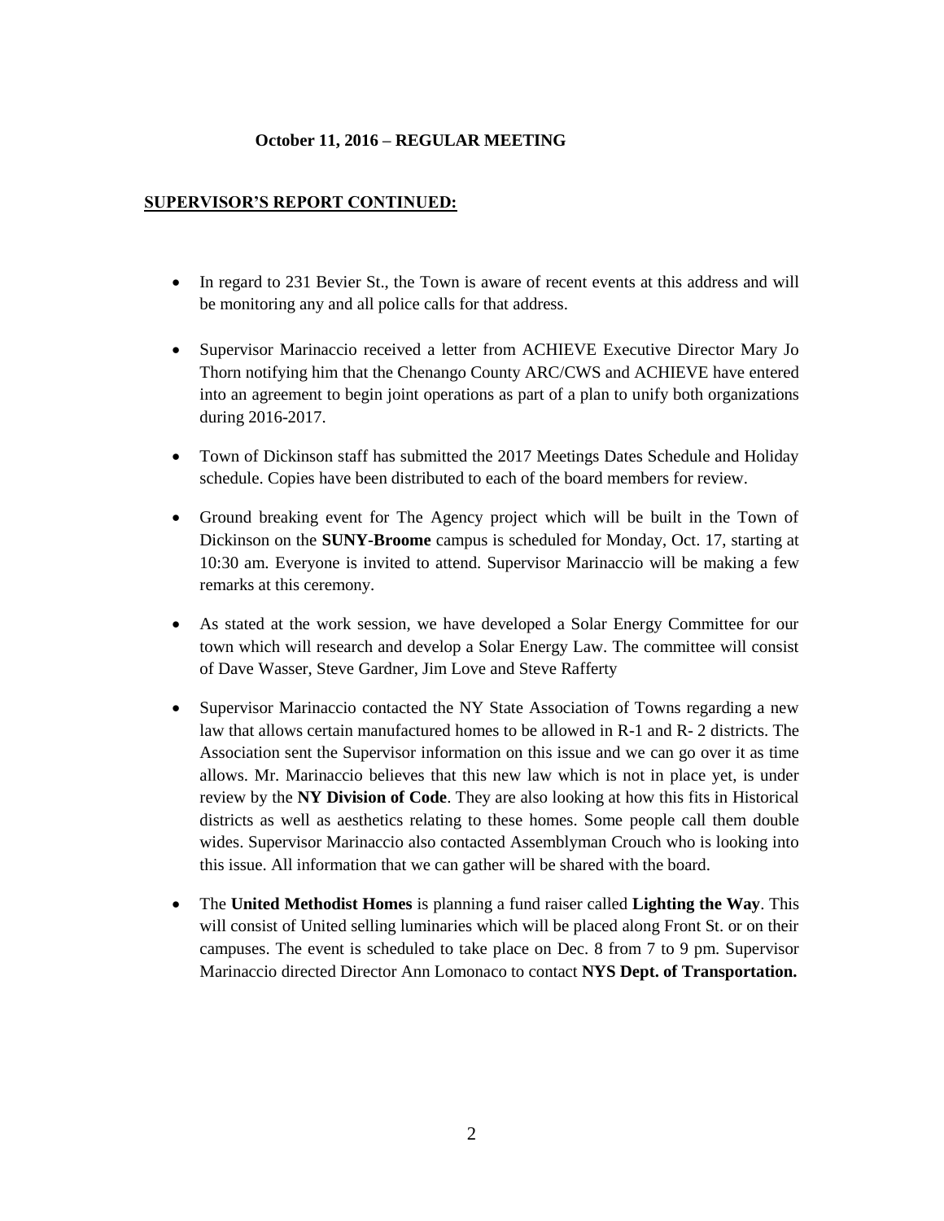**October 11, 2016 – REGULAR MEETING**

**SUPERVISOR'S REPORT CONTINUED:**

- In regard to 231 Bevier St., the Town is aware of recent events at this address and will be monitoring any and all police calls for that address.
- Supervisor Marinaccio received a letter from ACHIEVE Executive Director Mary Jo Thorn notifying him that the Chenango County ARC/CWS and ACHIEVE have entered into an agreement to begin joint operations as part of a plan to unify both organizations during 2016-2017.
- Town of Dickinson staff has submitted the 2017 Meetings Dates Schedule and Holiday schedule. Copies have been distributed to each of the board members for review.
- Ground breaking event for The Agency project which will be built in the Town of Dickinson on the **SUNY-Broome** campus is scheduled for Monday, Oct. 17, starting at 10:30 am. Everyone is invited to attend. Supervisor Marinaccio will be making a few remarks at this ceremony.
- As stated at the work session, we have developed a Solar Energy Committee for our town which will research and develop a Solar Energy Law. The committee will consist of Dave Wasser, Steve Gardner, Jim Love and Steve Rafferty
- Supervisor Marinaccio contacted the NY State Association of Towns regarding a new law that allows certain manufactured homes to be allowed in R-1 and R- 2 districts. The Association sent the Supervisor information on this issue and we can go over it as time allows. Mr. Marinaccio believes that this new law which is not in place yet, is under review by the **NY Division of Code**. They are also looking at how this fits in Historical districts as well as aesthetics relating to these homes. Some people call them double wides. Supervisor Marinaccio also contacted Assemblyman Crouch who is looking into this issue. All information that we can gather will be shared with the board.
- The **United Methodist Homes** is planning a fund raiser called **Lighting the Way**. This will consist of United selling luminaries which will be placed along Front St. or on their campuses. The event is scheduled to take place on Dec. 8 from 7 to 9 pm. Supervisor Marinaccio directed Director Ann Lomonaco to contact **NYS Dept. of Transportation.**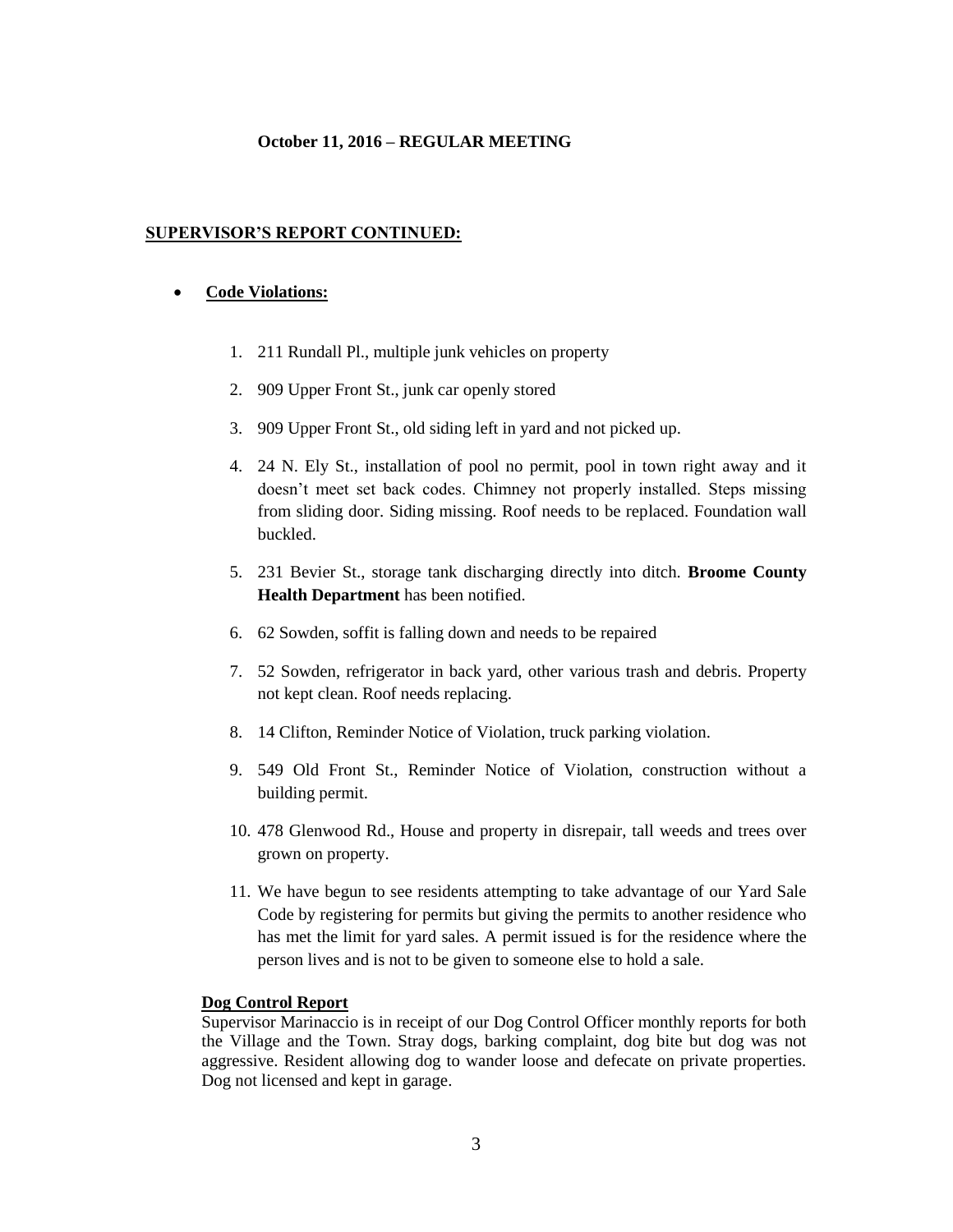**October 11, 2016 – REGULAR MEETING**

## SUPERVISOR'S REPORT CONTINUED:

- **Code Violations:**

1. 211 Rundall Pl., multiple junk vehicles on property
2. 909 Upper Front St., junk car openly stored
3. 909 Upper Front St., old siding left in yard and not picked up.
4. 24 N. Ely St., installation of pool no permit, pool in town right away and it doesn't meet set back codes. Chimney not properly installed. Steps missing from sliding door. Siding missing. Roof needs to be replaced. Foundation wall buckled.
5. 231 Bevier St., storage tank discharging directly into ditch. **Broome County Health Department** has been notified.
6. 62 Sowden, soffit is falling down and needs to be repaired
7. 52 Sowden, refrigerator in back yard, other various trash and debris. Property not kept clean. Roof needs replacing.
8. 14 Clifton, Reminder Notice of Violation, truck parking violation.
9. 549 Old Front St., Reminder Notice of Violation, construction without a building permit.
10. 478 Glenwood Rd., House and property in disrepair, tall weeds and trees over grown on property.
11. We have begun to see residents attempting to take advantage of our Yard Sale Code by registering for permits but giving the permits to another residence who has met the limit for yard sales. A permit issued is for the residence where the person lives and is not to be given to someone else to hold a sale.

### Dog Control Report

Supervisor Marinaccio is in receipt of our Dog Control Officer monthly reports for both the Village and the Town. Stray dogs, barking complaint, dog bite but dog was not aggressive. Resident allowing dog to wander loose and defecate on private properties. Dog not licensed and kept in garage.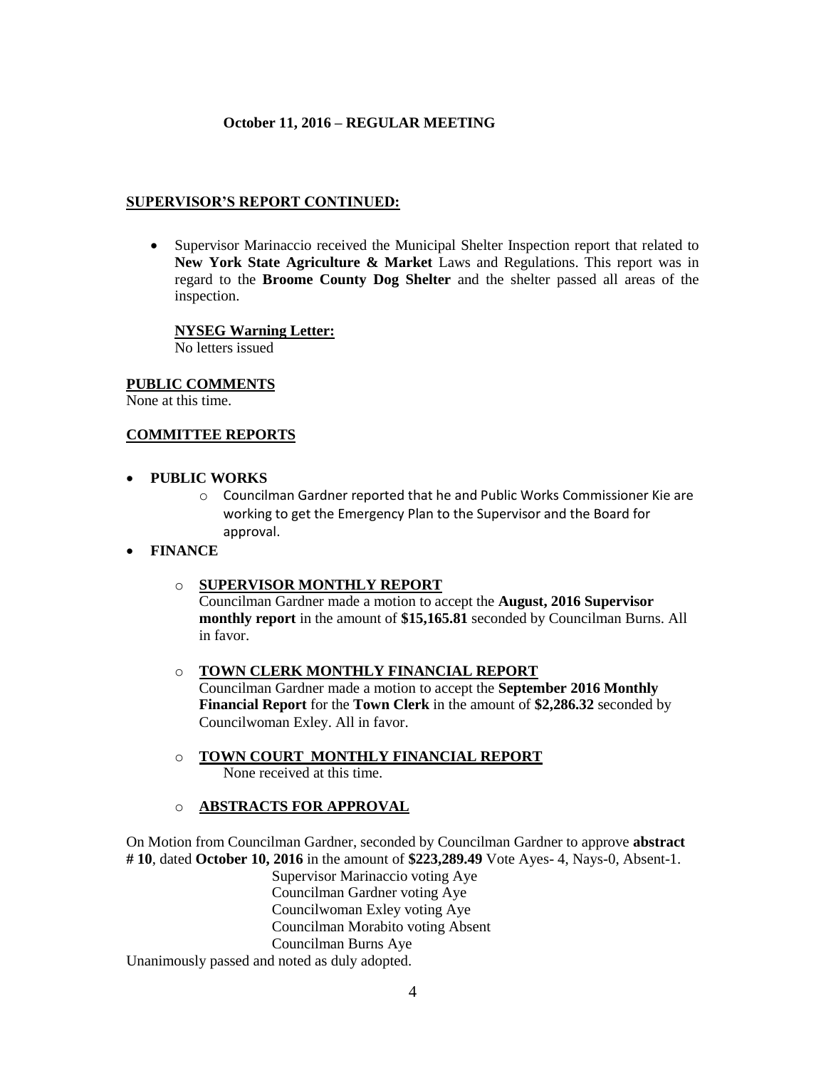**October 11, 2016 – REGULAR MEETING**

**SUPERVISOR'S REPORT CONTINUED:**

- Supervisor Marinaccio received the Municipal Shelter Inspection report that related to **New York State Agriculture & Market** Laws and Regulations. This report was in regard to the **Broome County Dog Shelter** and the shelter passed all areas of the inspection.

  **NYSEG Warning Letter:**
  No letters issued

**PUBLIC COMMENTS**
None at this time.

**COMMITTEE REPORTS**

- **PUBLIC WORKS**
  - Councilman Gardner reported that he and Public Works Commissioner Kie are working to get the Emergency Plan to the Supervisor and the Board for approval.
- **FINANCE**
  - **SUPERVISOR MONTHLY REPORT**
    Councilman Gardner made a motion to accept the **August, 2016 Supervisor monthly report** in the amount of **$15,165.81** seconded by Councilman Burns. All in favor.
  - **TOWN CLERK MONTHLY FINANCIAL REPORT**
    Councilman Gardner made a motion to accept the **September 2016 Monthly Financial Report** for the **Town Clerk** in the amount of **$2,286.32** seconded by Councilwoman Exley. All in favor.
  - **TOWN COURT MONTHLY FINANCIAL REPORT**
    None received at this time.
  - **ABSTRACTS FOR APPROVAL**

On Motion from Councilman Gardner, seconded by Councilman Gardner to approve **abstract # 10**, dated **October 10, 2016** in the amount of **$223,289.49** Vote Ayes- 4, Nays-0, Absent-1.

Supervisor Marinaccio voting Aye
Councilman Gardner voting Aye
Councilwoman Exley voting Aye
Councilman Morabito voting Absent
Councilman Burns Aye

Unanimously passed and noted as duly adopted.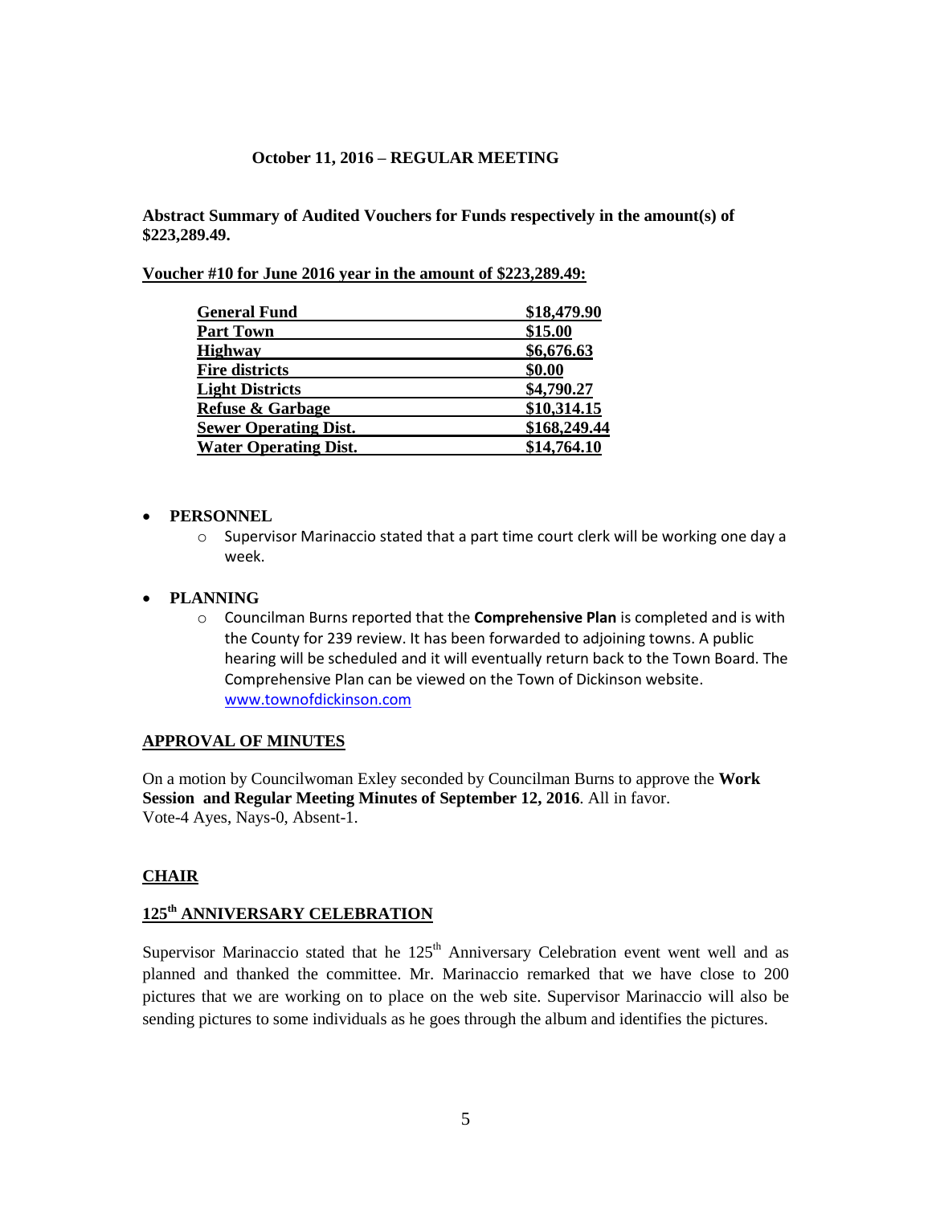**October 11, 2016 – REGULAR MEETING**

**Abstract Summary of Audited Vouchers for Funds respectively in the amount(s) of $223,289.49.**

**Voucher #10 for June 2016 year in the amount of $223,289.49:**

| | |
|---|---|
| **General Fund** | **$18,479.90** |
| **Part Town** | **$15.00** |
| **Highway** | **$6,676.63** |
| **Fire districts** | **$0.00** |
| **Light Districts** | **$4,790.27** |
| **Refuse & Garbage** | **$10,314.15** |
| **Sewer Operating Dist.** | **$168,249.44** |
| **Water Operating Dist.** | **$14,764.10** |

- **PERSONNEL**
  - Supervisor Marinaccio stated that a part time court clerk will be working one day a week.
- **PLANNING**
  - Councilman Burns reported that the **Comprehensive Plan** is completed and is with the County for 239 review. It has been forwarded to adjoining towns. A public hearing will be scheduled and it will eventually return back to the Town Board. The Comprehensive Plan can be viewed on the Town of Dickinson website. www.townofdickinson.com

**APPROVAL OF MINUTES**

On a motion by Councilwoman Exley seconded by Councilman Burns to approve the **Work Session and Regular Meeting Minutes of September 12, 2016**. All in favor.
Vote-4 Ayes, Nays-0, Absent-1.

**CHAIR**

**125th ANNIVERSARY CELEBRATION**

Supervisor Marinaccio stated that he 125th Anniversary Celebration event went well and as planned and thanked the committee. Mr. Marinaccio remarked that we have close to 200 pictures that we are working on to place on the web site. Supervisor Marinaccio will also be sending pictures to some individuals as he goes through the album and identifies the pictures.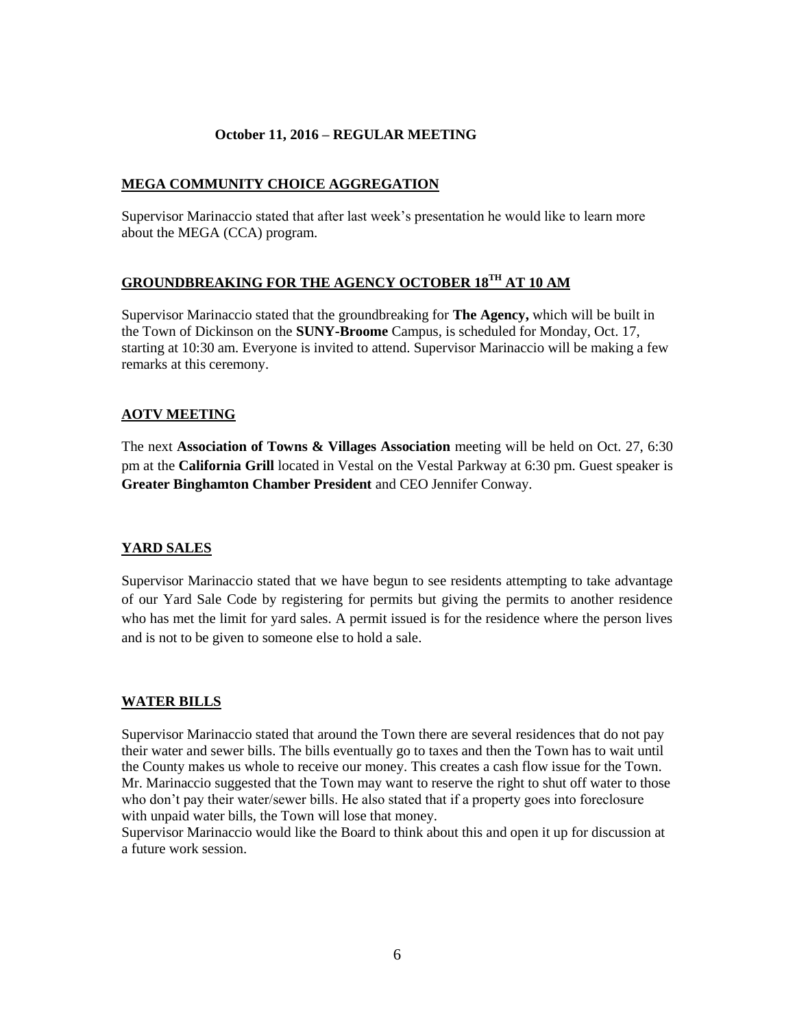**October 11, 2016 – REGULAR MEETING**

## MEGA COMMUNITY CHOICE AGGREGATION

Supervisor Marinaccio stated that after last week's presentation he would like to learn more about the MEGA (CCA) program.

## GROUNDBREAKING FOR THE AGENCY OCTOBER 18TH AT 10 AM

Supervisor Marinaccio stated that the groundbreaking for **The Agency,** which will be built in the Town of Dickinson on the **SUNY-Broome** Campus, is scheduled for Monday, Oct. 17, starting at 10:30 am. Everyone is invited to attend. Supervisor Marinaccio will be making a few remarks at this ceremony.

## AOTV MEETING

The next **Association of Towns & Villages Association** meeting will be held on Oct. 27, 6:30 pm at the **California Grill** located in Vestal on the Vestal Parkway at 6:30 pm. Guest speaker is **Greater Binghamton Chamber President** and CEO Jennifer Conway.

## YARD SALES

Supervisor Marinaccio stated that we have begun to see residents attempting to take advantage of our Yard Sale Code by registering for permits but giving the permits to another residence who has met the limit for yard sales. A permit issued is for the residence where the person lives and is not to be given to someone else to hold a sale.

## WATER BILLS

Supervisor Marinaccio stated that around the Town there are several residences that do not pay their water and sewer bills. The bills eventually go to taxes and then the Town has to wait until the County makes us whole to receive our money. This creates a cash flow issue for the Town. Mr. Marinaccio suggested that the Town may want to reserve the right to shut off water to those who don't pay their water/sewer bills. He also stated that if a property goes into foreclosure with unpaid water bills, the Town will lose that money.

Supervisor Marinaccio would like the Board to think about this and open it up for discussion at a future work session.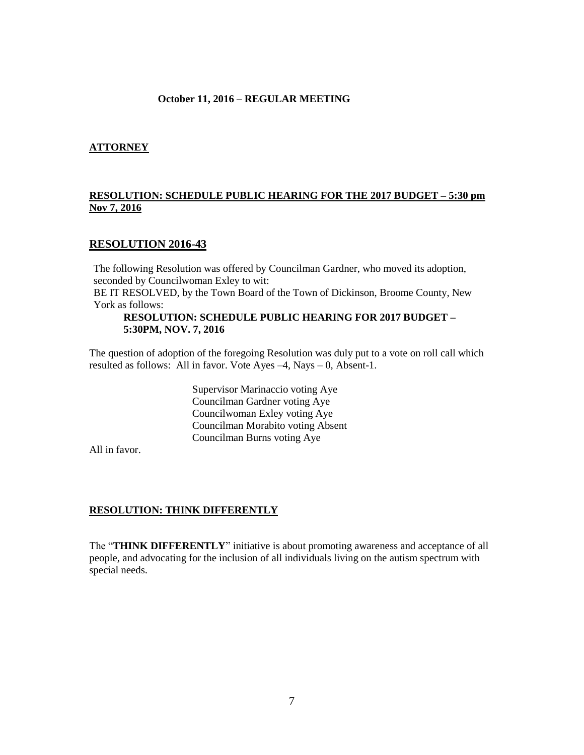**October 11, 2016 – REGULAR MEETING**

**ATTORNEY**

**RESOLUTION: SCHEDULE PUBLIC HEARING FOR THE 2017 BUDGET – 5:30 pm Nov 7, 2016**

## RESOLUTION 2016-43

The following Resolution was offered by Councilman Gardner, who moved its adoption, seconded by Councilwoman Exley to wit:
BE IT RESOLVED, by the Town Board of the Town of Dickinson, Broome County, New York as follows:

**RESOLUTION: SCHEDULE PUBLIC HEARING FOR 2017 BUDGET – 5:30PM, NOV. 7, 2016**

The question of adoption of the foregoing Resolution was duly put to a vote on roll call which resulted as follows: All in favor. Vote Ayes –4, Nays – 0, Absent-1.

Supervisor Marinaccio voting Aye
Councilman Gardner voting Aye
Councilwoman Exley voting Aye
Councilman Morabito voting Absent
Councilman Burns voting Aye

All in favor.

**RESOLUTION: THINK DIFFERENTLY**

The "**THINK DIFFERENTLY**" initiative is about promoting awareness and acceptance of all people, and advocating for the inclusion of all individuals living on the autism spectrum with special needs.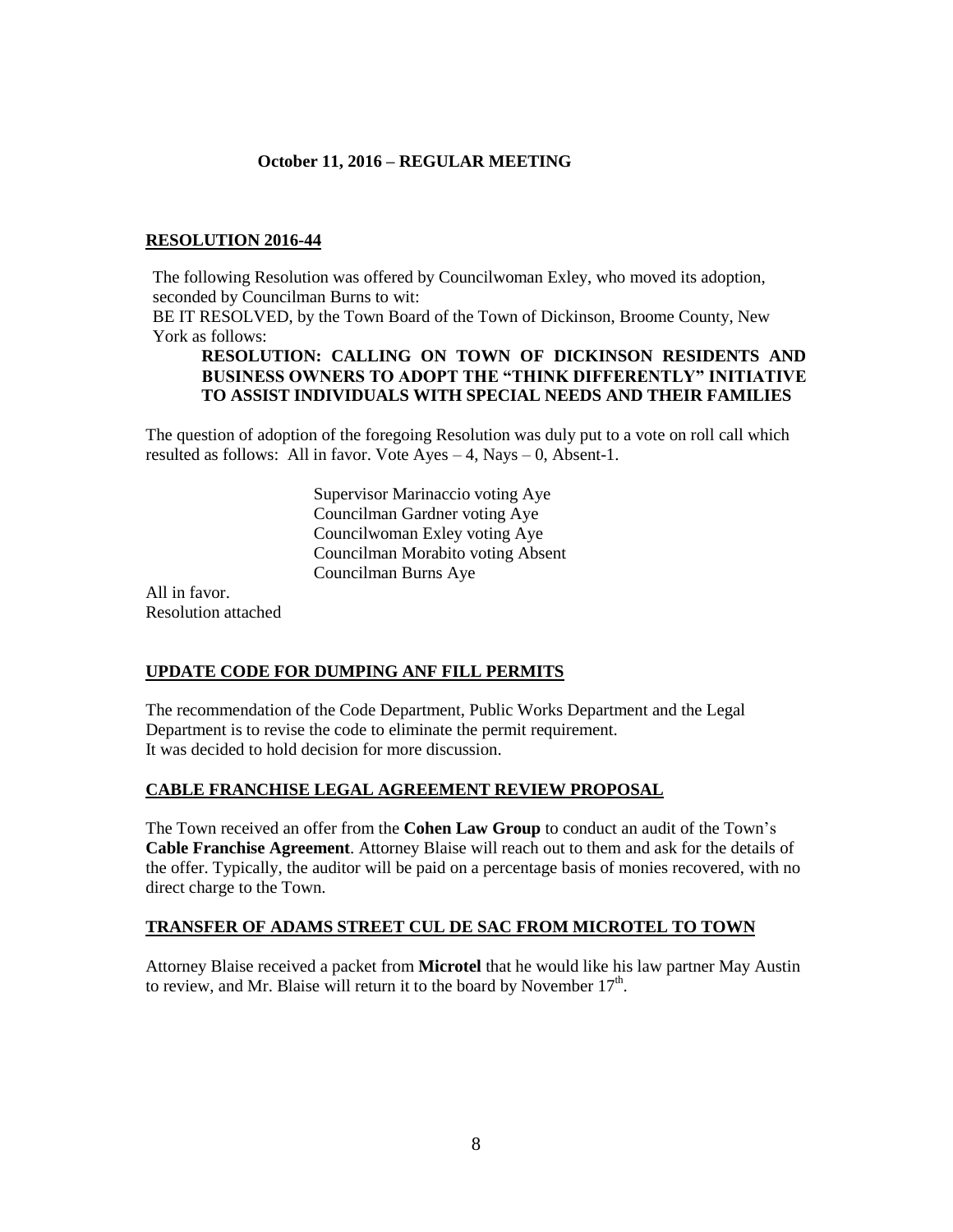**October 11, 2016 – REGULAR MEETING**

**RESOLUTION 2016-44**

The following Resolution was offered by Councilwoman Exley, who moved its adoption, seconded by Councilman Burns to wit:
BE IT RESOLVED, by the Town Board of the Town of Dickinson, Broome County, New York as follows:

**RESOLUTION: CALLING ON TOWN OF DICKINSON RESIDENTS AND BUSINESS OWNERS TO ADOPT THE "THINK DIFFERENTLY" INITIATIVE TO ASSIST INDIVIDUALS WITH SPECIAL NEEDS AND THEIR FAMILIES**

The question of adoption of the foregoing Resolution was duly put to a vote on roll call which resulted as follows: All in favor. Vote Ayes – 4, Nays – 0, Absent-1.

Supervisor Marinaccio voting Aye
Councilman Gardner voting Aye
Councilwoman Exley voting Aye
Councilman Morabito voting Absent
Councilman Burns Aye

All in favor.
Resolution attached

**UPDATE CODE FOR DUMPING ANF FILL PERMITS**

The recommendation of the Code Department, Public Works Department and the Legal Department is to revise the code to eliminate the permit requirement.
It was decided to hold decision for more discussion.

**CABLE FRANCHISE LEGAL AGREEMENT REVIEW PROPOSAL**

The Town received an offer from the **Cohen Law Group** to conduct an audit of the Town's **Cable Franchise Agreement**. Attorney Blaise will reach out to them and ask for the details of the offer. Typically, the auditor will be paid on a percentage basis of monies recovered, with no direct charge to the Town.

**TRANSFER OF ADAMS STREET CUL DE SAC FROM MICROTEL TO TOWN**

Attorney Blaise received a packet from **Microtel** that he would like his law partner May Austin to review, and Mr. Blaise will return it to the board by November 17th.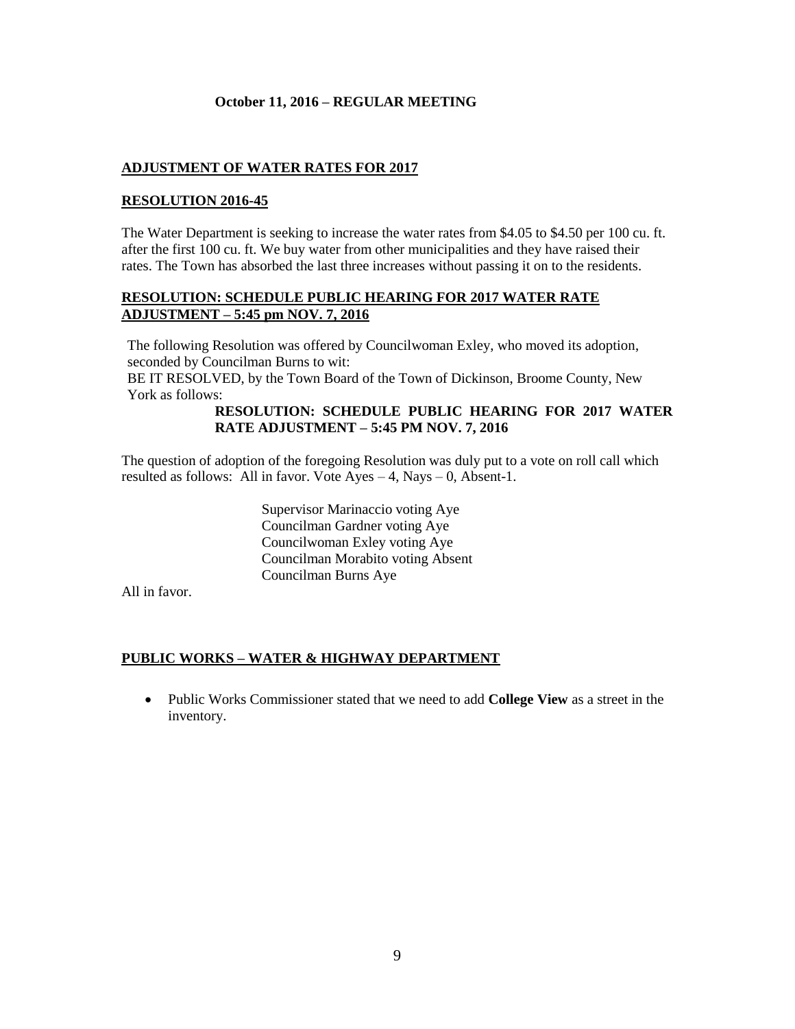**October 11, 2016 – REGULAR MEETING**

**ADJUSTMENT OF WATER RATES FOR 2017**

**RESOLUTION 2016-45**

The Water Department is seeking to increase the water rates from $4.05 to $4.50 per 100 cu. ft. after the first 100 cu. ft. We buy water from other municipalities and they have raised their rates. The Town has absorbed the last three increases without passing it on to the residents.

**RESOLUTION: SCHEDULE PUBLIC HEARING FOR 2017 WATER RATE ADJUSTMENT – 5:45 pm NOV. 7, 2016**

The following Resolution was offered by Councilwoman Exley, who moved its adoption, seconded by Councilman Burns to wit:
BE IT RESOLVED, by the Town Board of the Town of Dickinson, Broome County, New York as follows:

**RESOLUTION: SCHEDULE PUBLIC HEARING FOR 2017 WATER RATE ADJUSTMENT – 5:45 PM NOV. 7, 2016**

The question of adoption of the foregoing Resolution was duly put to a vote on roll call which resulted as follows: All in favor. Vote Ayes – 4, Nays – 0, Absent-1.

Supervisor Marinaccio voting Aye
Councilman Gardner voting Aye
Councilwoman Exley voting Aye
Councilman Morabito voting Absent
Councilman Burns Aye

All in favor.

**PUBLIC WORKS – WATER & HIGHWAY DEPARTMENT**

- Public Works Commissioner stated that we need to add **College View** as a street in the inventory.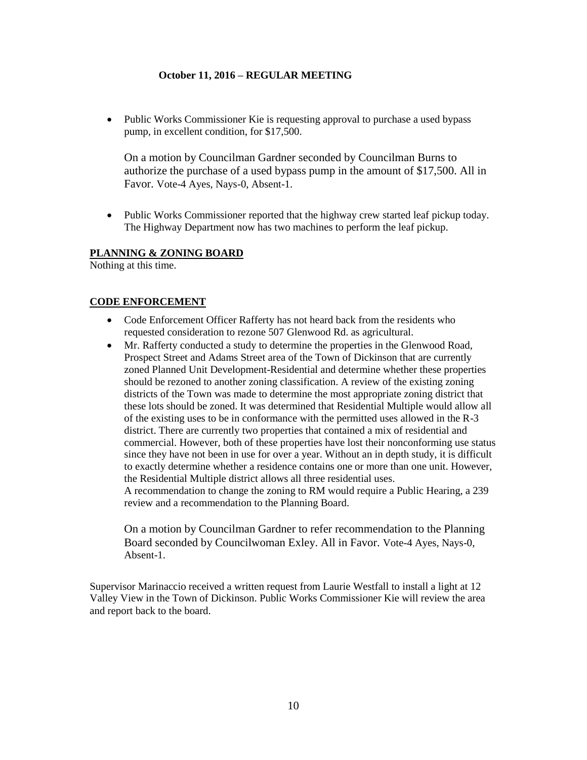**October 11, 2016 – REGULAR MEETING**

- Public Works Commissioner Kie is requesting approval to purchase a used bypass pump, in excellent condition, for $17,500.

  On a motion by Councilman Gardner seconded by Councilman Burns to authorize the purchase of a used bypass pump in the amount of $17,500. All in Favor. Vote-4 Ayes, Nays-0, Absent-1.

- Public Works Commissioner reported that the highway crew started leaf pickup today. The Highway Department now has two machines to perform the leaf pickup.

**PLANNING & ZONING BOARD**

Nothing at this time.

**CODE ENFORCEMENT**

- Code Enforcement Officer Rafferty has not heard back from the residents who requested consideration to rezone 507 Glenwood Rd. as agricultural.
- Mr. Rafferty conducted a study to determine the properties in the Glenwood Road, Prospect Street and Adams Street area of the Town of Dickinson that are currently zoned Planned Unit Development-Residential and determine whether these properties should be rezoned to another zoning classification. A review of the existing zoning districts of the Town was made to determine the most appropriate zoning district that these lots should be zoned. It was determined that Residential Multiple would allow all of the existing uses to be in conformance with the permitted uses allowed in the R-3 district. There are currently two properties that contained a mix of residential and commercial. However, both of these properties have lost their nonconforming use status since they have not been in use for over a year. Without an in depth study, it is difficult to exactly determine whether a residence contains one or more than one unit. However, the Residential Multiple district allows all three residential uses.
  A recommendation to change the zoning to RM would require a Public Hearing, a 239 review and a recommendation to the Planning Board.

  On a motion by Councilman Gardner to refer recommendation to the Planning Board seconded by Councilwoman Exley. All in Favor. Vote-4 Ayes, Nays-0, Absent-1.

Supervisor Marinaccio received a written request from Laurie Westfall to install a light at 12 Valley View in the Town of Dickinson. Public Works Commissioner Kie will review the area and report back to the board.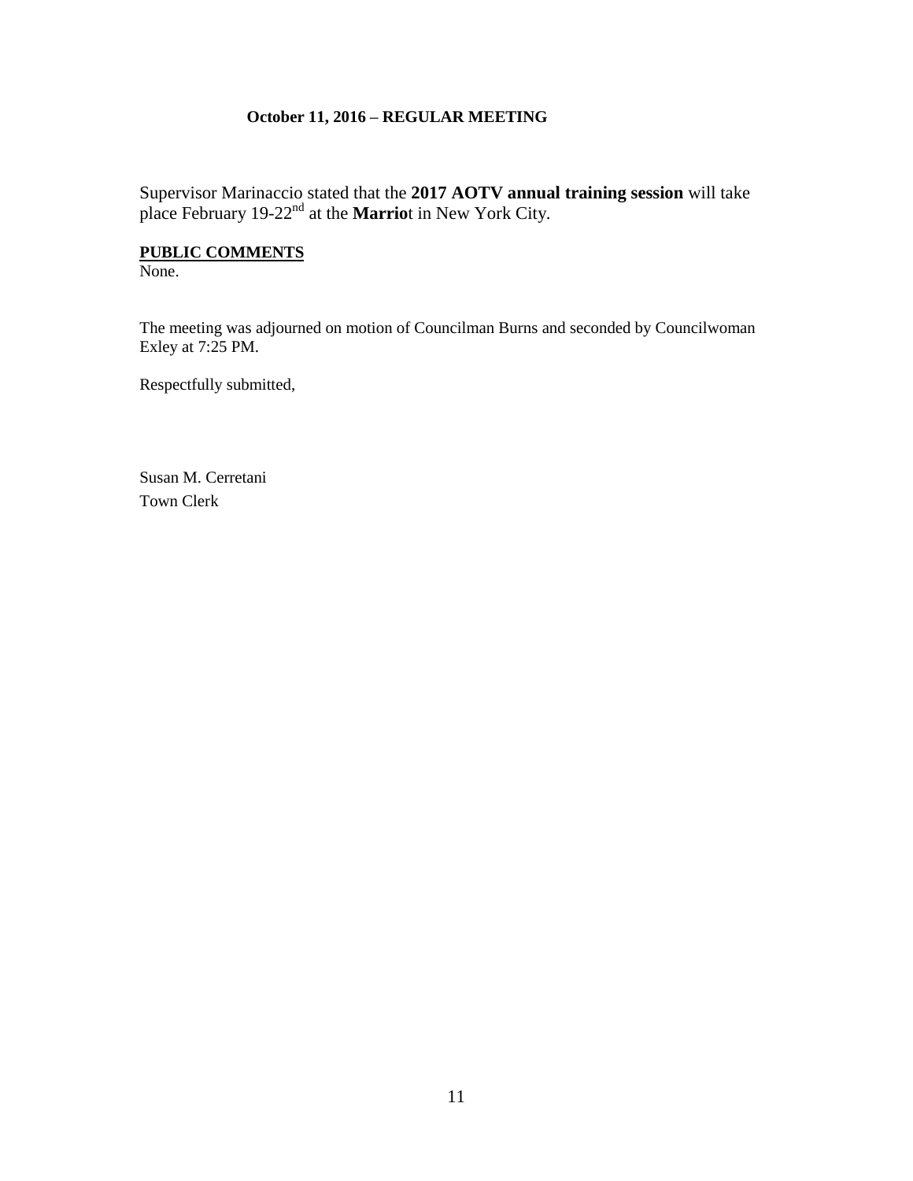**October 11, 2016 – REGULAR MEETING**

Supervisor Marinaccio stated that the **2017 AOTV annual training session** will take place February 19-22nd at the **Marrio**t in New York City.

**PUBLIC COMMENTS**

None.

The meeting was adjourned on motion of Councilman Burns and seconded by Councilwoman Exley at 7:25 PM.

Respectfully submitted,

Susan M. Cerretani
Town Clerk